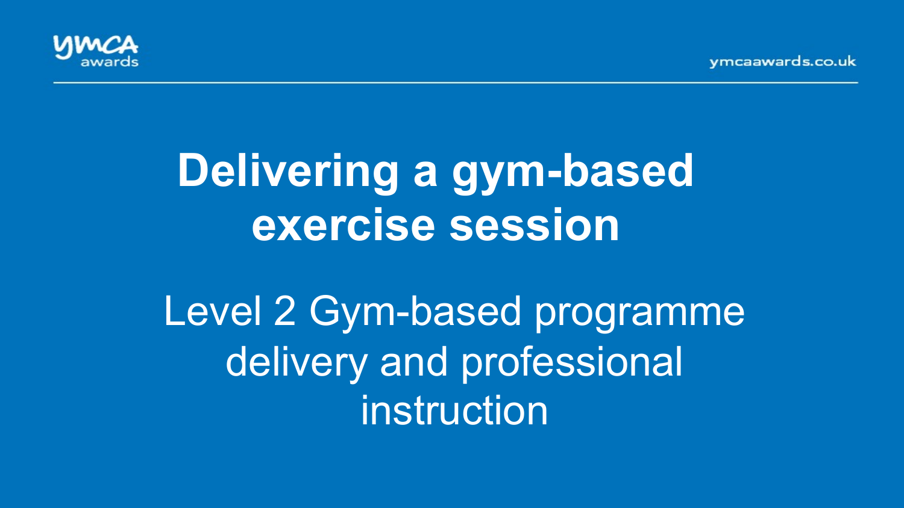# Delivering a gym-based exercise session

## Level 2 Gym-based programme delivery and professional instruction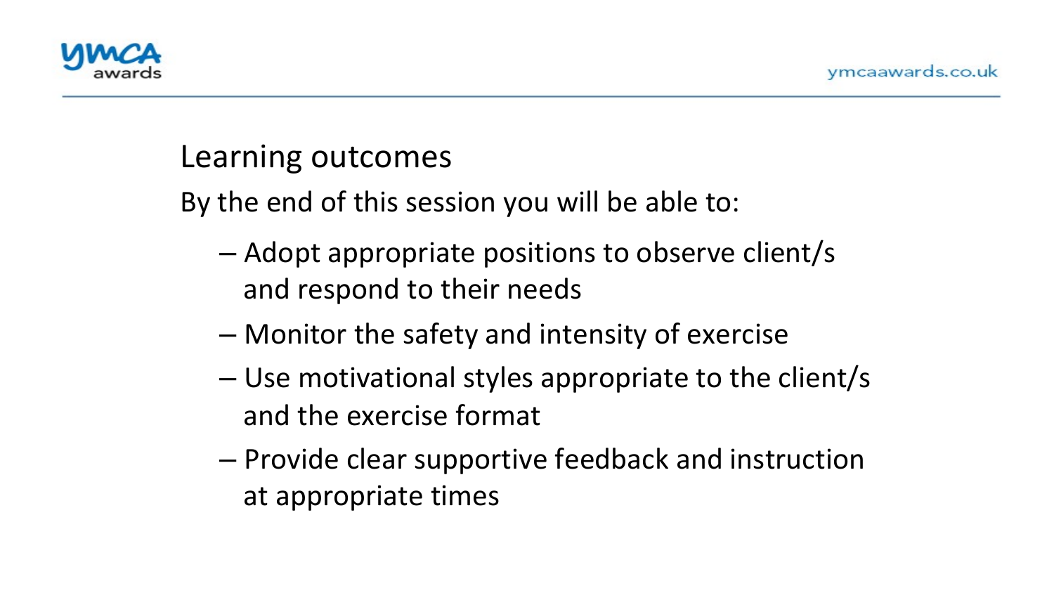## Learning outcomes

By the end of this session you will be able to:

- Adopt appropriate positions to observe client/s and respond to their needs
- Monitor the safety and intensity of exercise
- Use motivational styles appropriate to the client/s and the exercise format
- Provide clear supportive feedback and instruction at appropriate times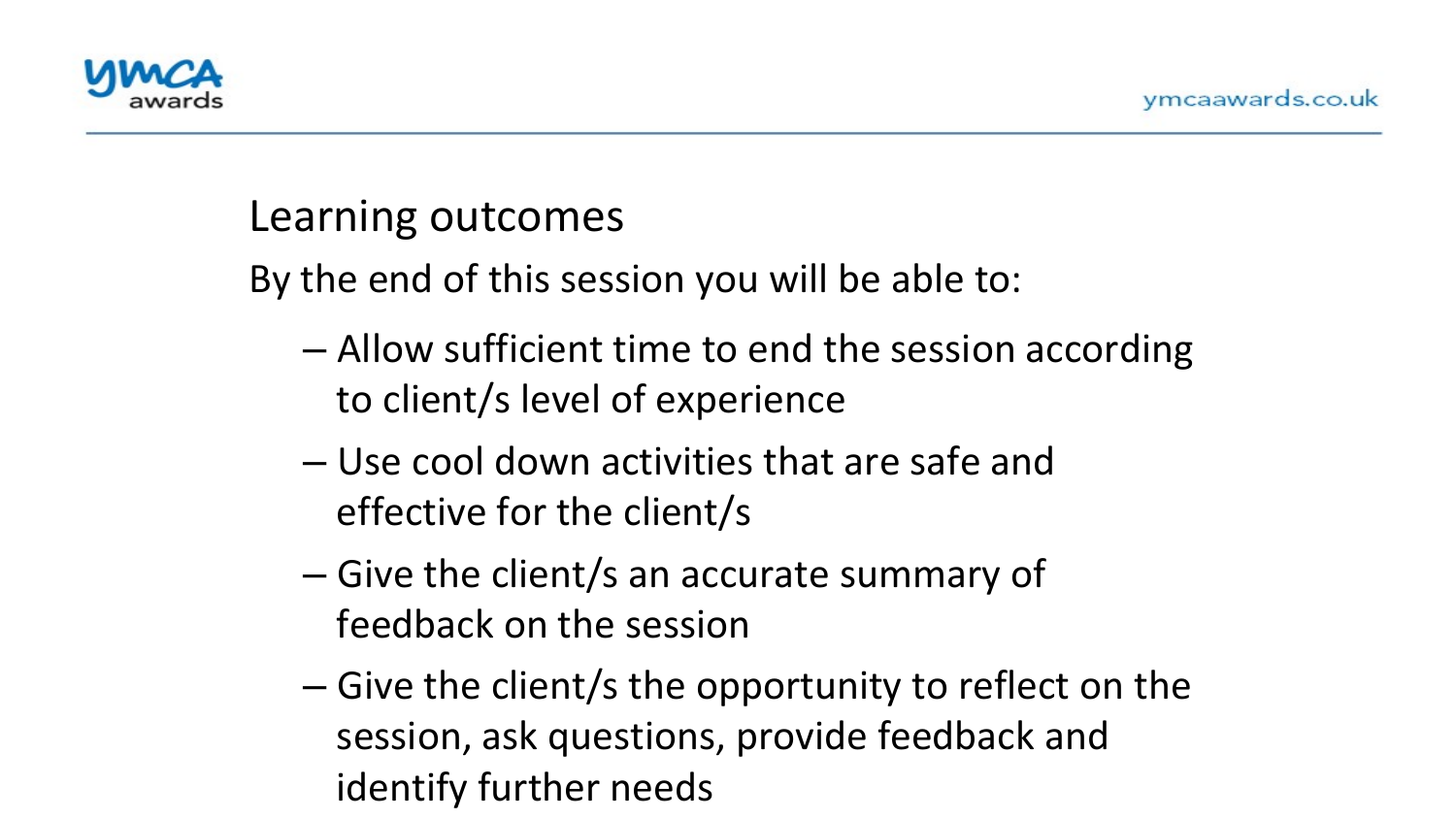## Learning outcomes

By the end of this session you will be able to:

- Allow sufficient time to end the session according to client/s level of experience
- Use cool down activities that are safe and effective for the client/s
- Give the client/s an accurate summary of feedback on the session
- Give the client/s the opportunity to reflect on the session, ask questions, provide feedback and identify further needs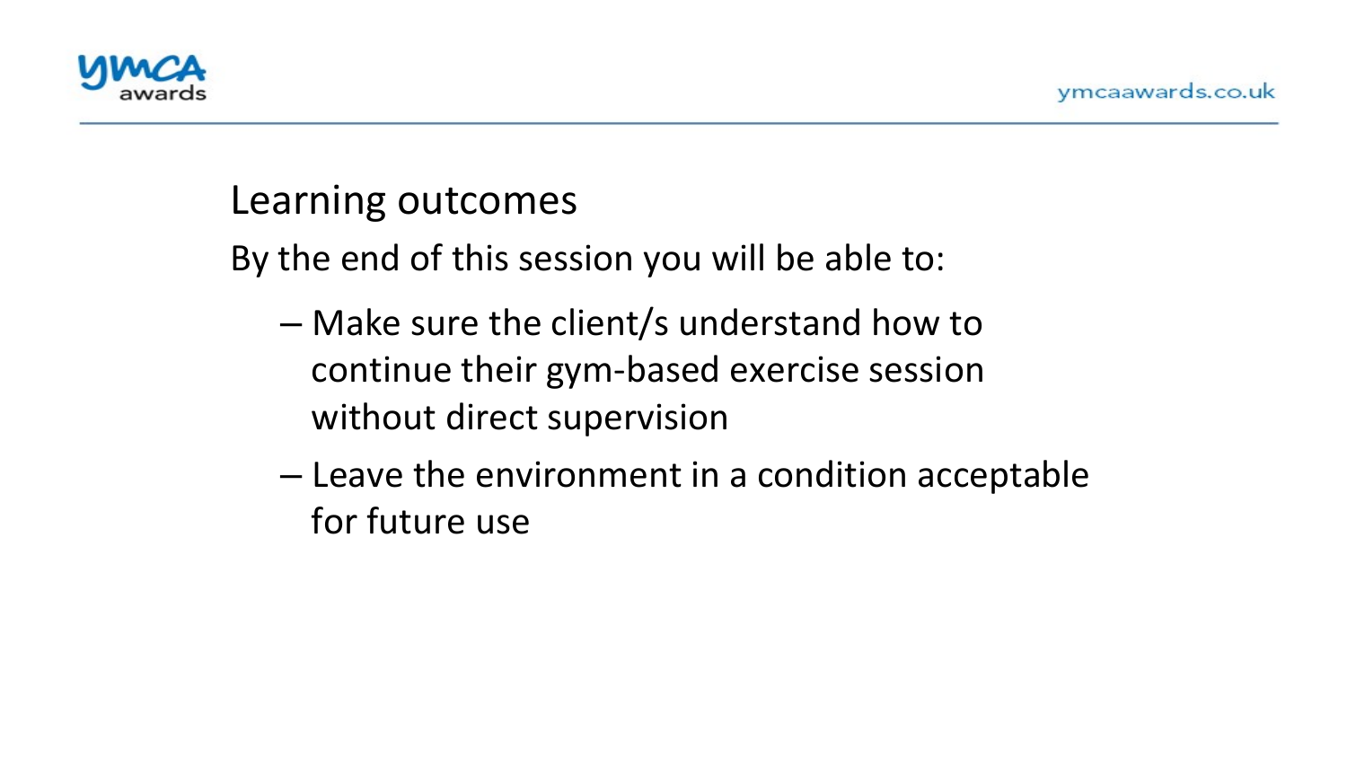## Learning outcomes

By the end of this session you will be able to:

- Make sure the client/s understand how to continue their gym-based exercise session without direct supervision
- Leave the environment in a condition acceptable for future use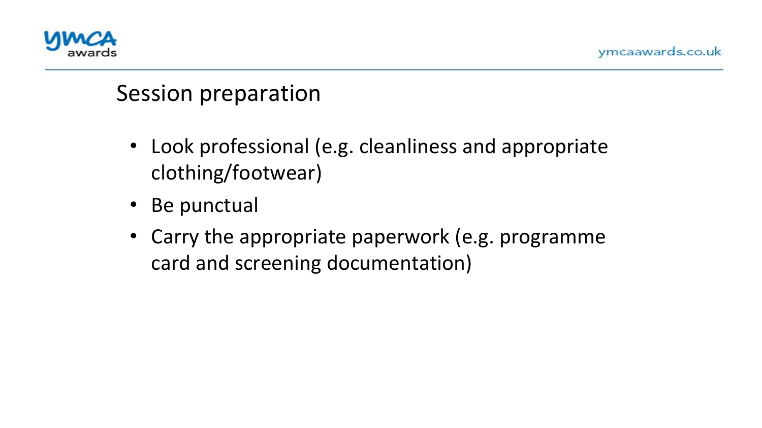## Session preparation

- Look professional (e.g. cleanliness and appropriate clothing/footwear)
- Be punctual
- Carry the appropriate paperwork (e.g. programme card and screening documentation)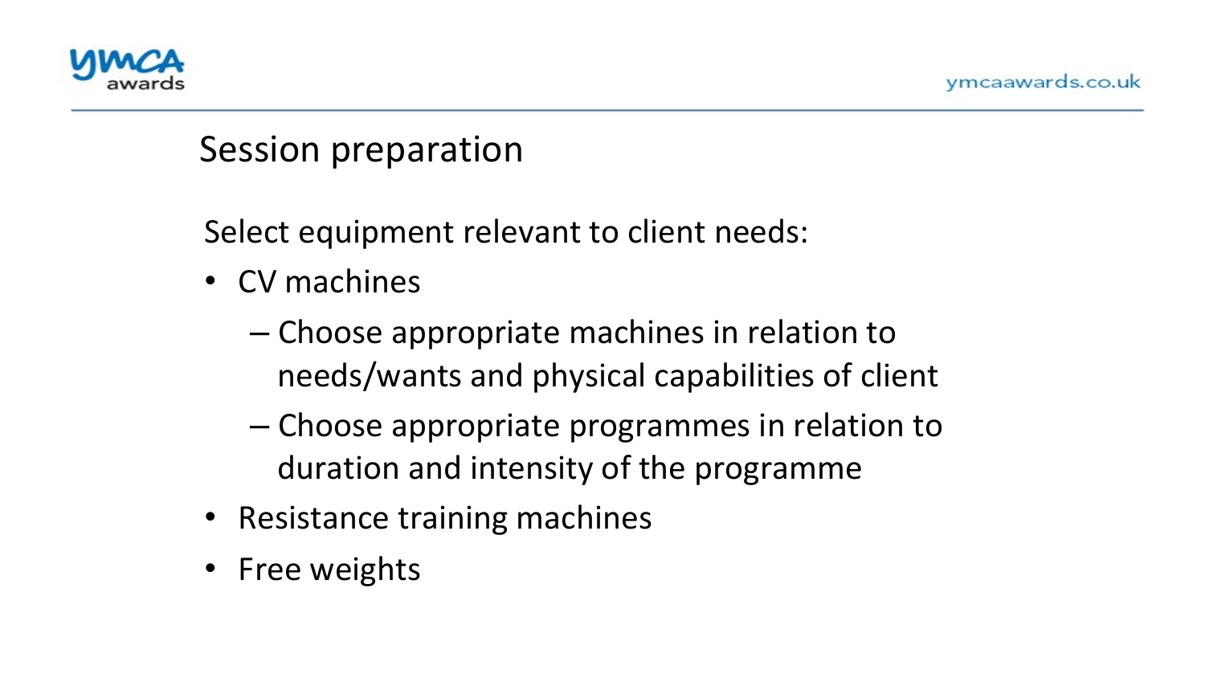## Session preparation

Select equipment relevant to client needs:

- CV machines
  - Choose appropriate machines in relation to needs/wants and physical capabilities of client
  - Choose appropriate programmes in relation to duration and intensity of the programme
- Resistance training machines
- Free weights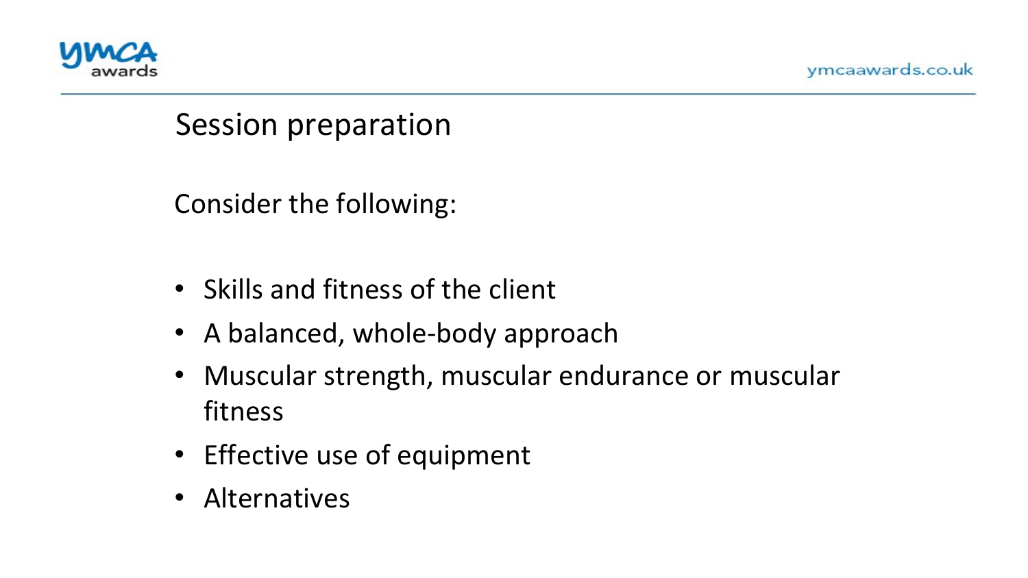## Session preparation

Consider the following:

- Skills and fitness of the client
- A balanced, whole-body approach
- Muscular strength, muscular endurance or muscular fitness
- Effective use of equipment
- Alternatives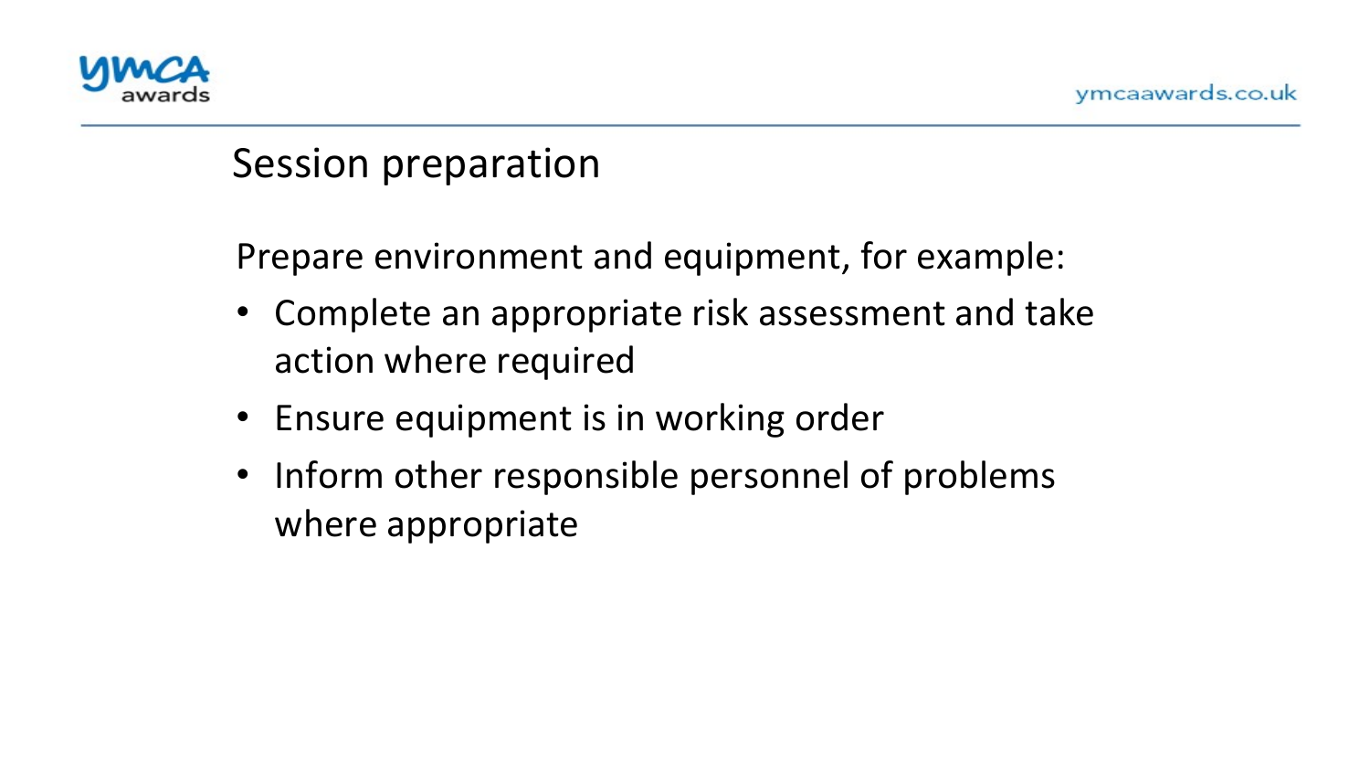## Session preparation

Prepare environment and equipment, for example:

- Complete an appropriate risk assessment and take action where required
- Ensure equipment is in working order
- Inform other responsible personnel of problems where appropriate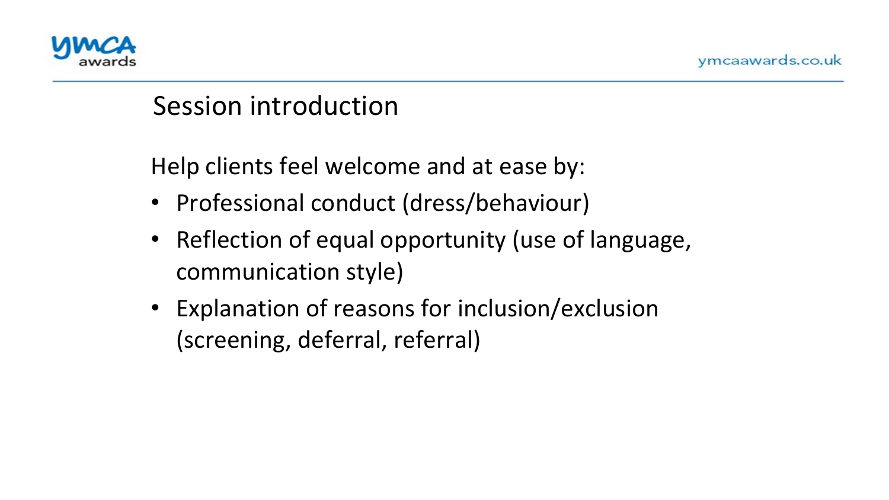## Session introduction

Help clients feel welcome and at ease by:

- Professional conduct (dress/behaviour)
- Reflection of equal opportunity (use of language, communication style)
- Explanation of reasons for inclusion/exclusion (screening, deferral, referral)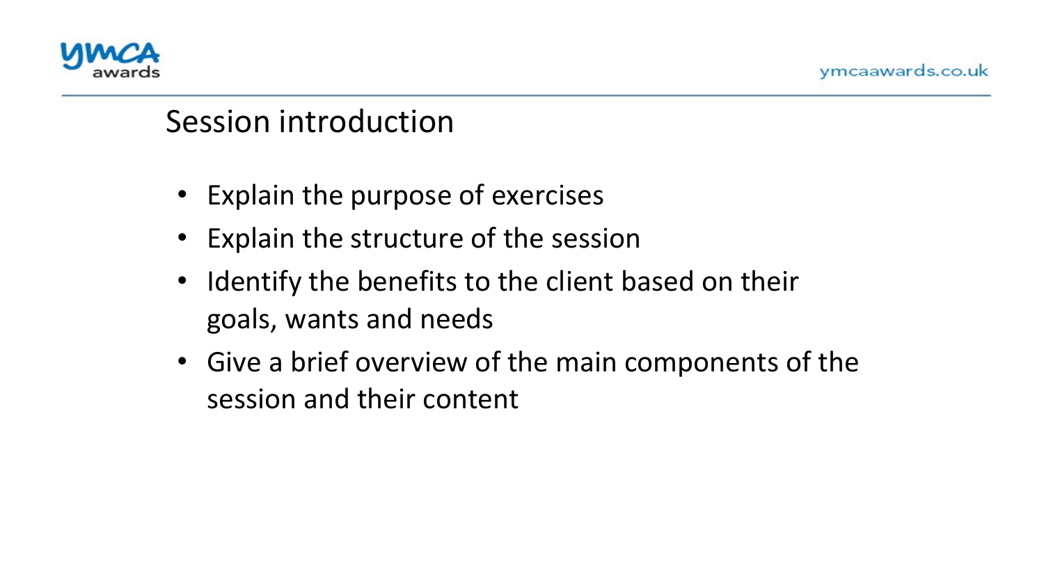## Session introduction

- Explain the purpose of exercises
- Explain the structure of the session
- Identify the benefits to the client based on their goals, wants and needs
- Give a brief overview of the main components of the session and their content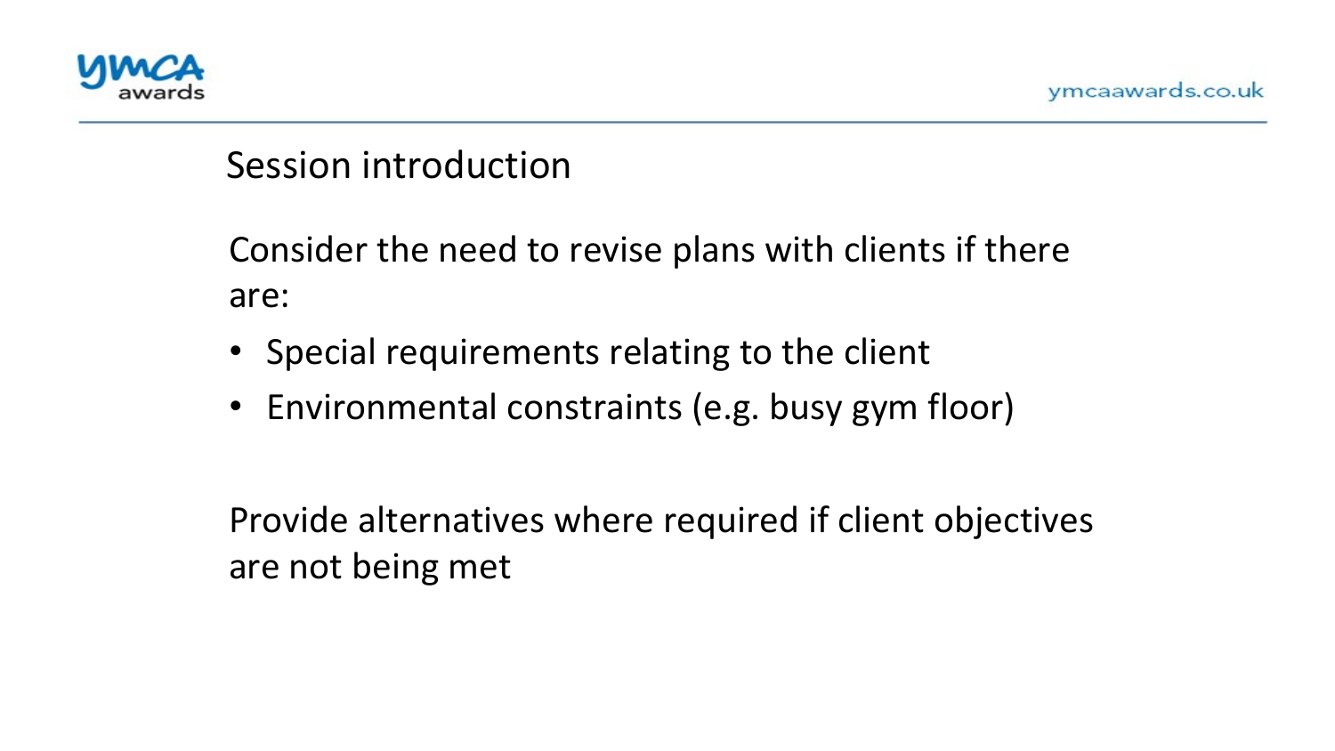## Session introduction

Consider the need to revise plans with clients if there are:

- Special requirements relating to the client
- Environmental constraints (e.g. busy gym floor)

Provide alternatives where required if client objectives are not being met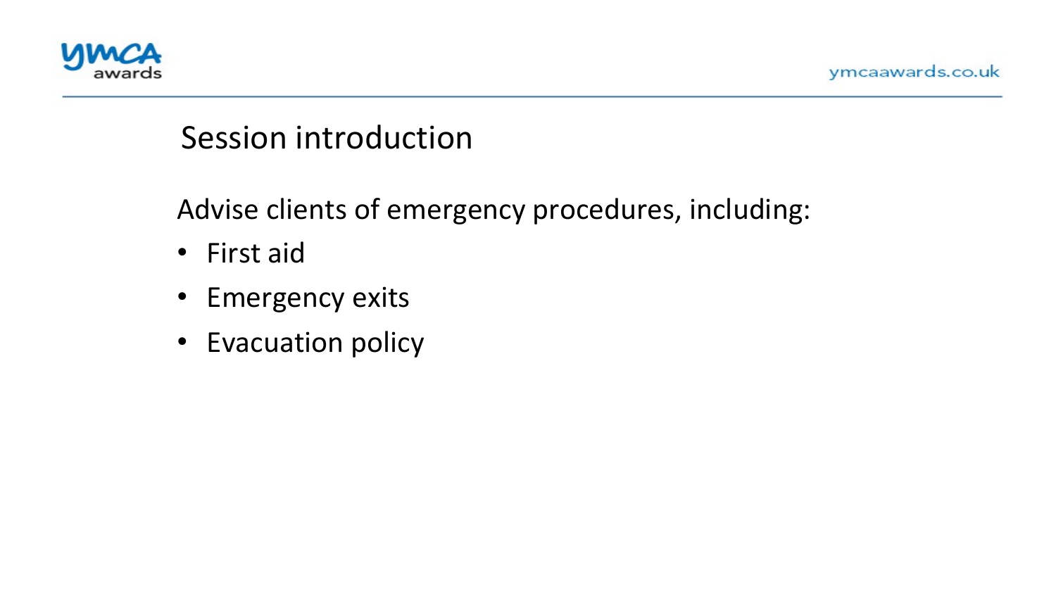## Session introduction

Advise clients of emergency procedures, including:

- First aid
- Emergency exits
- Evacuation policy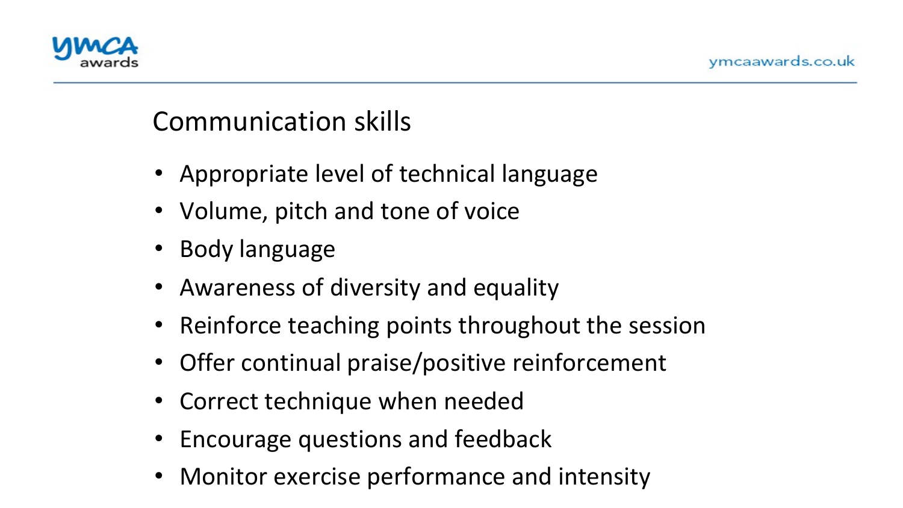# Communication skills

- Appropriate level of technical language
- Volume, pitch and tone of voice
- Body language
- Awareness of diversity and equality
- Reinforce teaching points throughout the session
- Offer continual praise/positive reinforcement
- Correct technique when needed
- Encourage questions and feedback
- Monitor exercise performance and intensity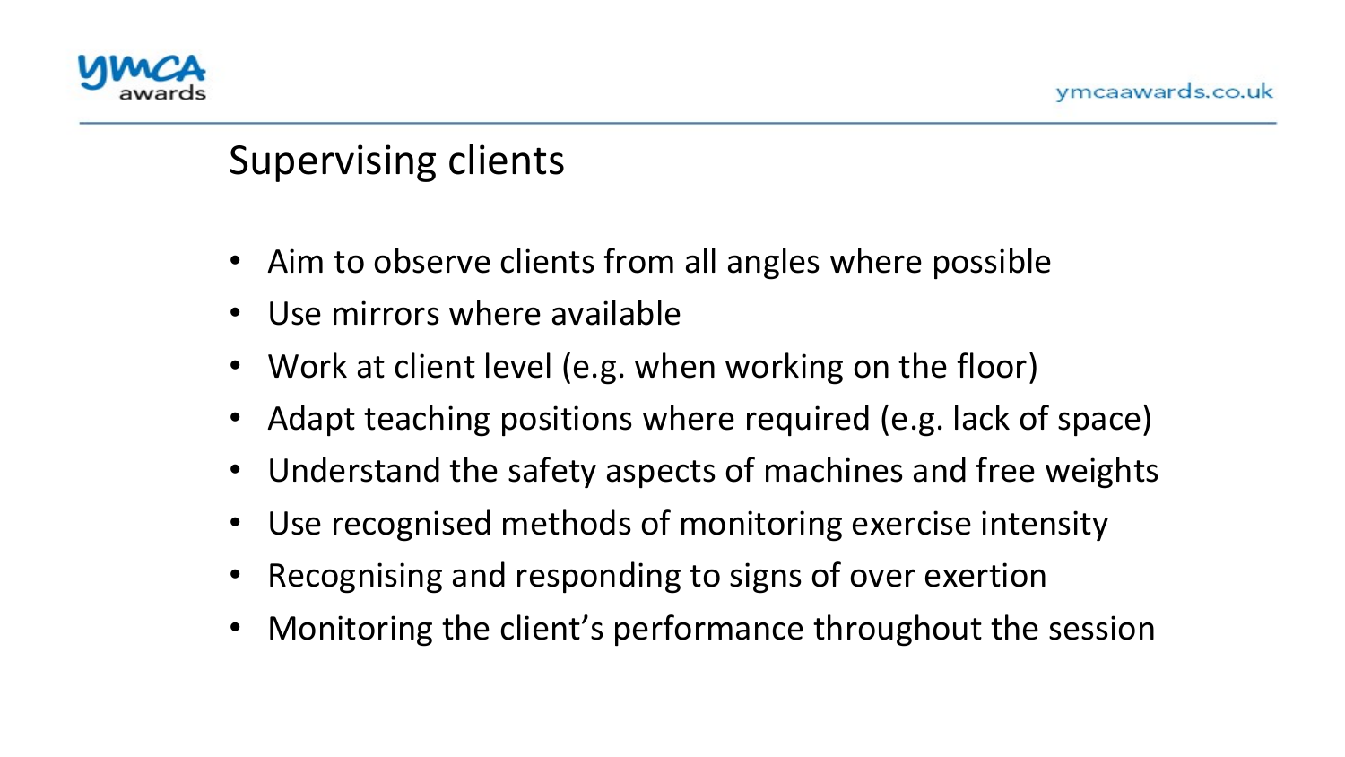## Supervising clients

- Aim to observe clients from all angles where possible
- Use mirrors where available
- Work at client level (e.g. when working on the floor)
- Adapt teaching positions where required (e.g. lack of space)
- Understand the safety aspects of machines and free weights
- Use recognised methods of monitoring exercise intensity
- Recognising and responding to signs of over exertion
- Monitoring the client's performance throughout the session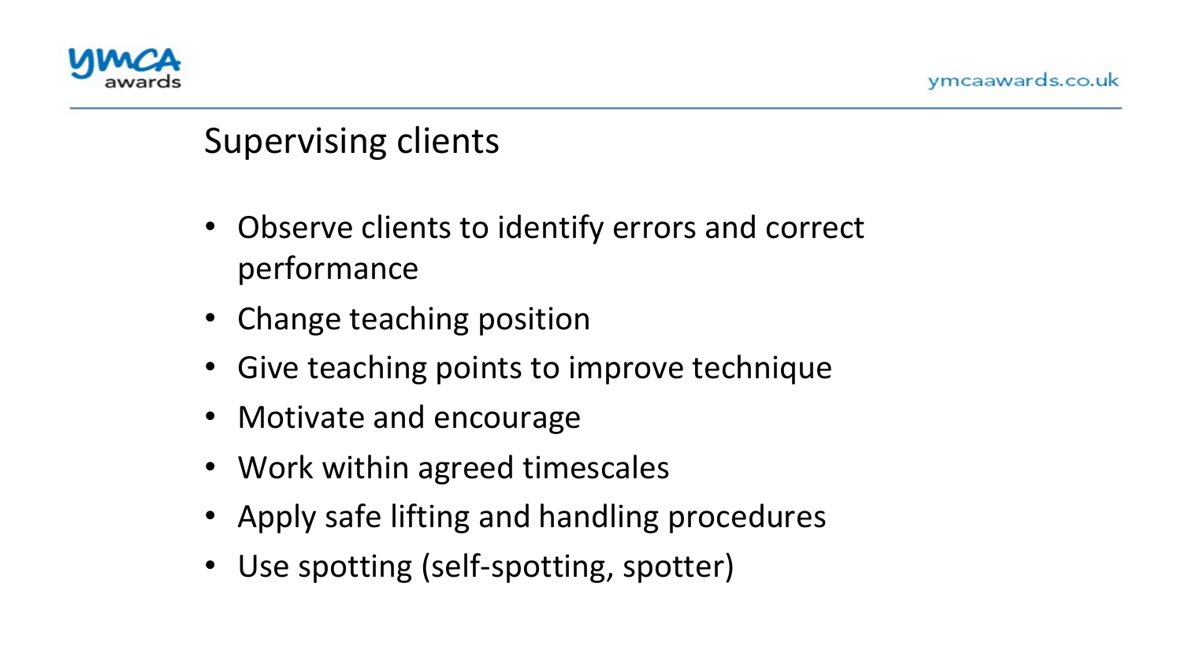## Supervising clients

- Observe clients to identify errors and correct performance
- Change teaching position
- Give teaching points to improve technique
- Motivate and encourage
- Work within agreed timescales
- Apply safe lifting and handling procedures
- Use spotting (self-spotting, spotter)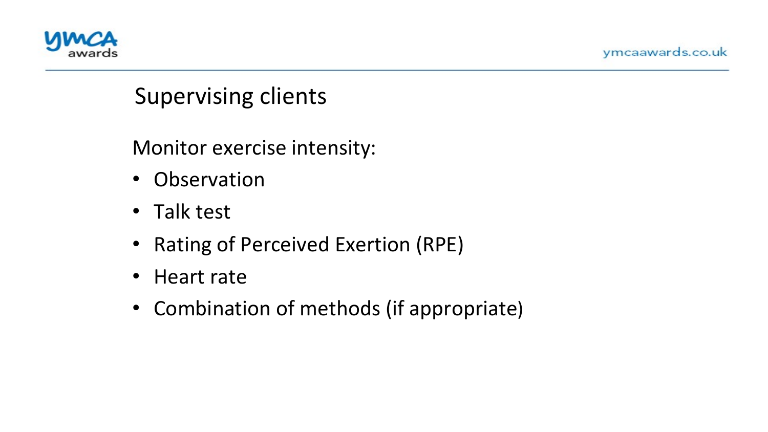## Supervising clients

Monitor exercise intensity:

- Observation
- Talk test
- Rating of Perceived Exertion (RPE)
- Heart rate
- Combination of methods (if appropriate)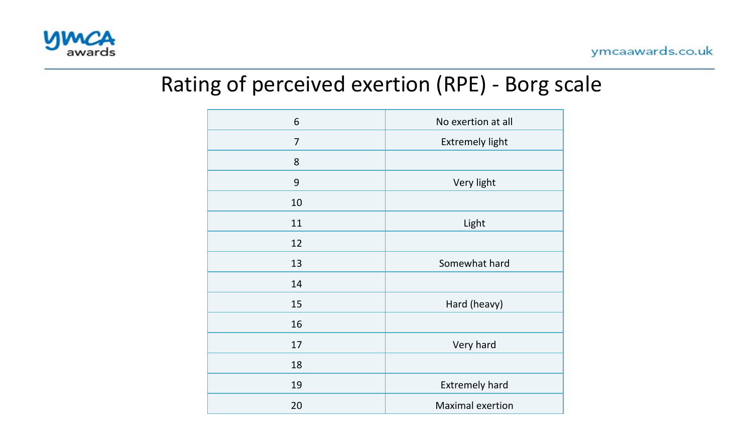# Rating of perceived exertion (RPE) - Borg scale

| | |
|---|---|
| 6 | No exertion at all |
| 7 | Extremely light |
| 8 | |
| 9 | Very light |
| 10 | |
| 11 | Light |
| 12 | |
| 13 | Somewhat hard |
| 14 | |
| 15 | Hard (heavy) |
| 16 | |
| 17 | Very hard |
| 18 | |
| 19 | Extremely hard |
| 20 | Maximal exertion |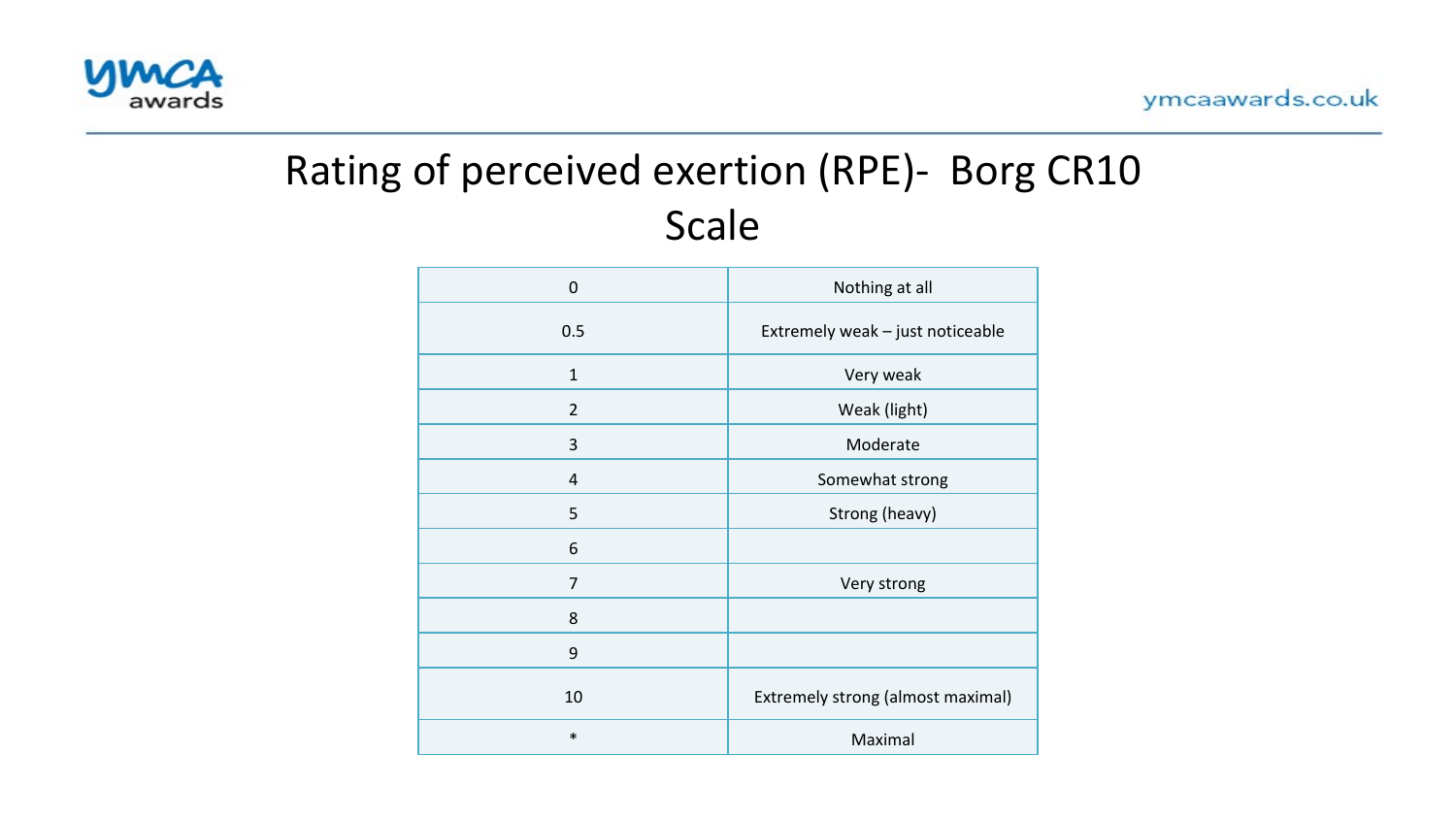# Rating of perceived exertion (RPE)- Borg CR10 Scale

| | |
|---|---|
| 0 | Nothing at all |
| 0.5 | Extremely weak – just noticeable |
| 1 | Very weak |
| 2 | Weak (light) |
| 3 | Moderate |
| 4 | Somewhat strong |
| 5 | Strong (heavy) |
| 6 | |
| 7 | Very strong |
| 8 | |
| 9 | |
| 10 | Extremely strong (almost maximal) |
| * | Maximal |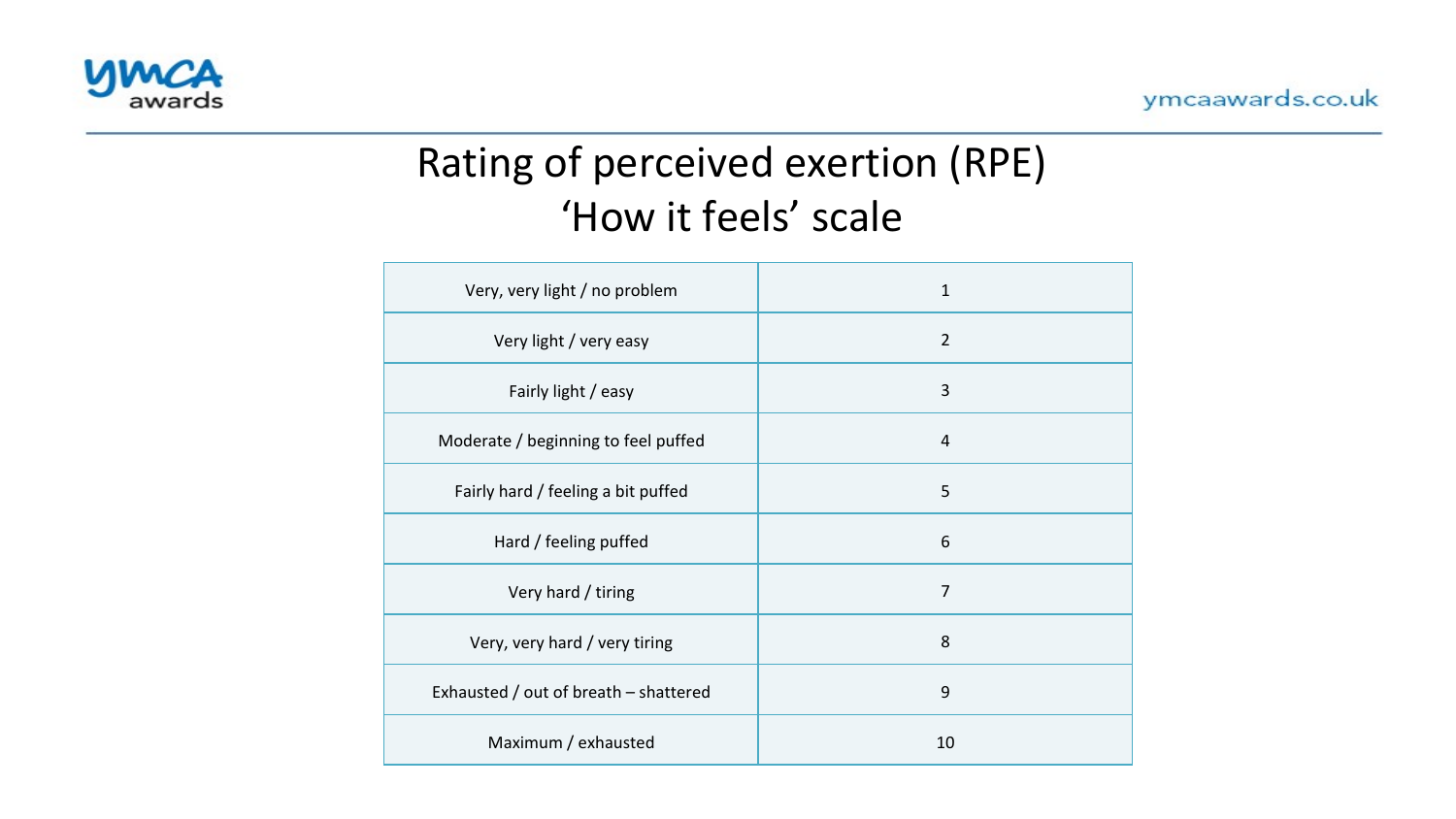# Rating of perceived exertion (RPE)
# ‘How it feels’ scale

| | |
|---|---|
| Very, very light / no problem | 1 |
| Very light / very easy | 2 |
| Fairly light / easy | 3 |
| Moderate / beginning to feel puffed | 4 |
| Fairly hard / feeling a bit puffed | 5 |
| Hard / feeling puffed | 6 |
| Very hard / tiring | 7 |
| Very, very hard / very tiring | 8 |
| Exhausted / out of breath – shattered | 9 |
| Maximum / exhausted | 10 |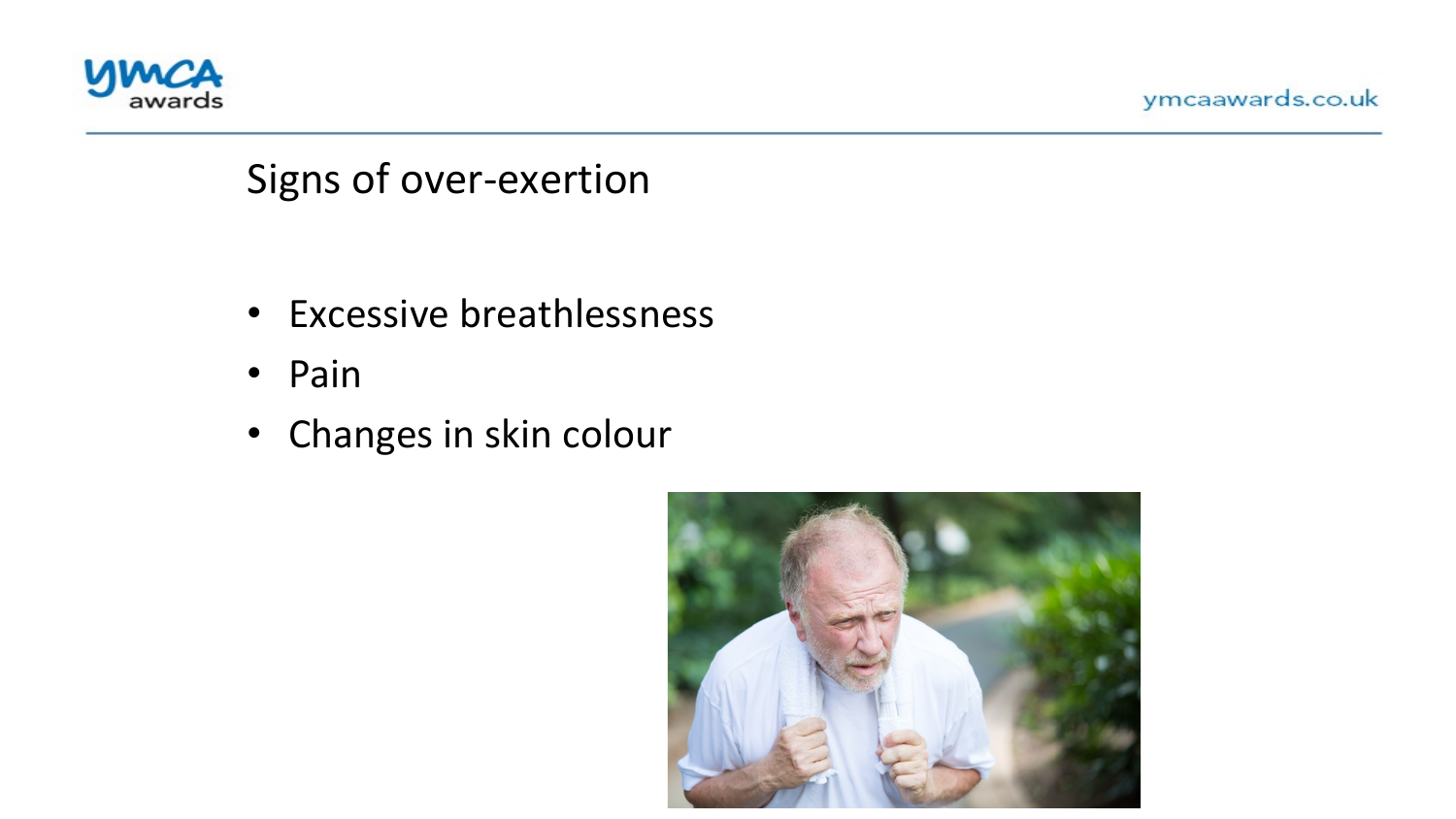# Signs of over-exertion

- Excessive breathlessness
- Pain
- Changes in skin colour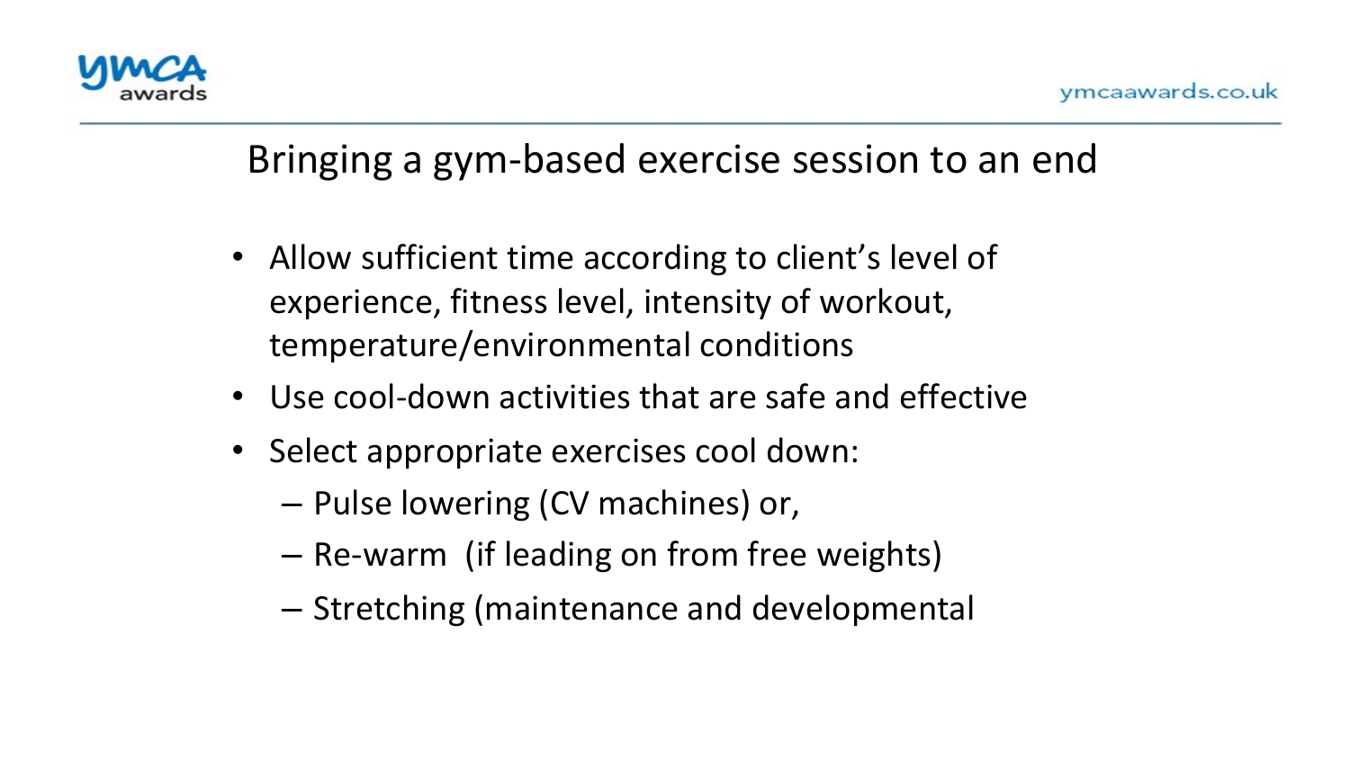## Bringing a gym-based exercise session to an end

- Allow sufficient time according to client's level of experience, fitness level, intensity of workout, temperature/environmental conditions
- Use cool-down activities that are safe and effective
- Select appropriate exercises cool down:
  - Pulse lowering (CV machines) or,
  - Re-warm (if leading on from free weights)
  - Stretching (maintenance and developmental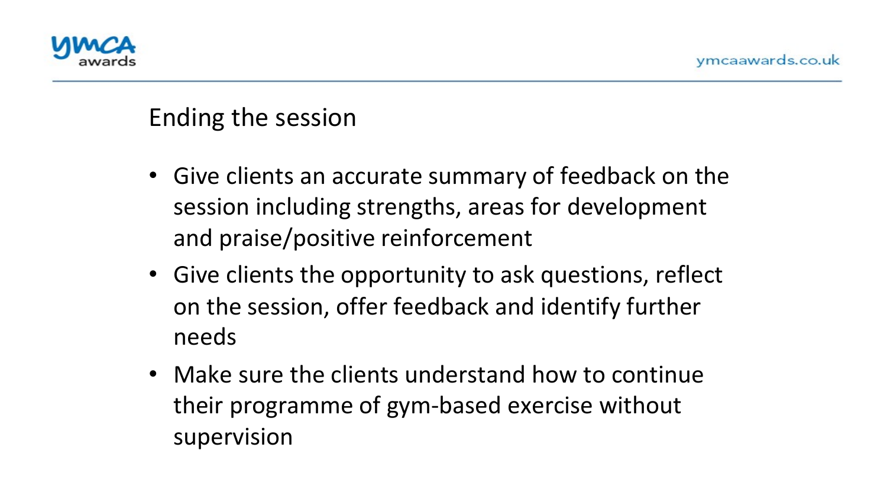## Ending the session

- Give clients an accurate summary of feedback on the session including strengths, areas for development and praise/positive reinforcement
- Give clients the opportunity to ask questions, reflect on the session, offer feedback and identify further needs
- Make sure the clients understand how to continue their programme of gym-based exercise without supervision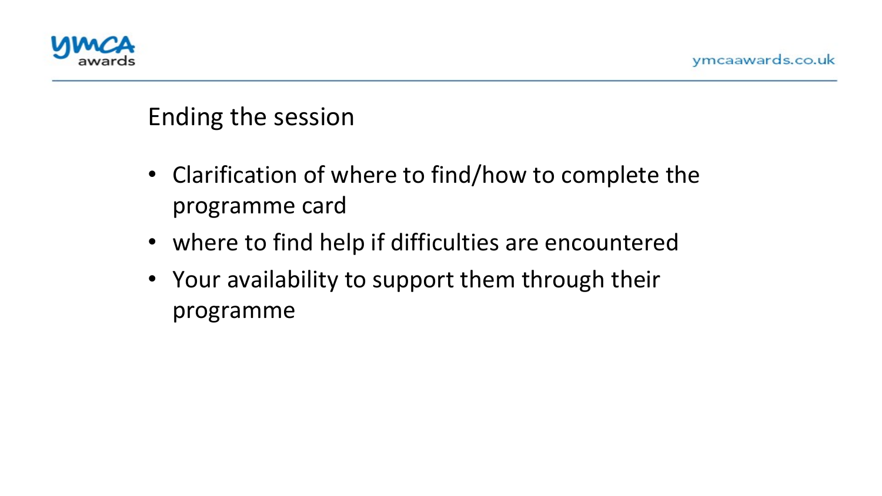## Ending the session

- Clarification of where to find/how to complete the programme card
- where to find help if difficulties are encountered
- Your availability to support them through their programme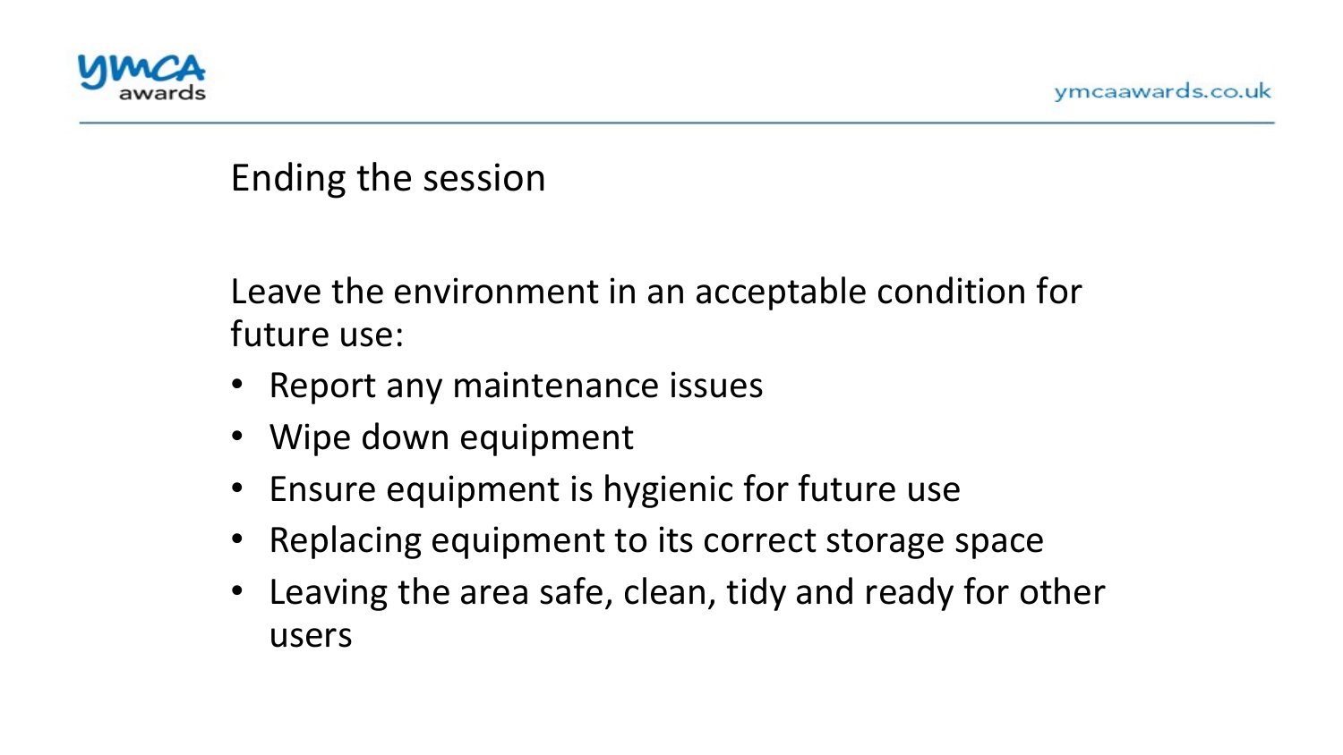## Ending the session

Leave the environment in an acceptable condition for future use:

- Report any maintenance issues
- Wipe down equipment
- Ensure equipment is hygienic for future use
- Replacing equipment to its correct storage space
- Leaving the area safe, clean, tidy and ready for other users